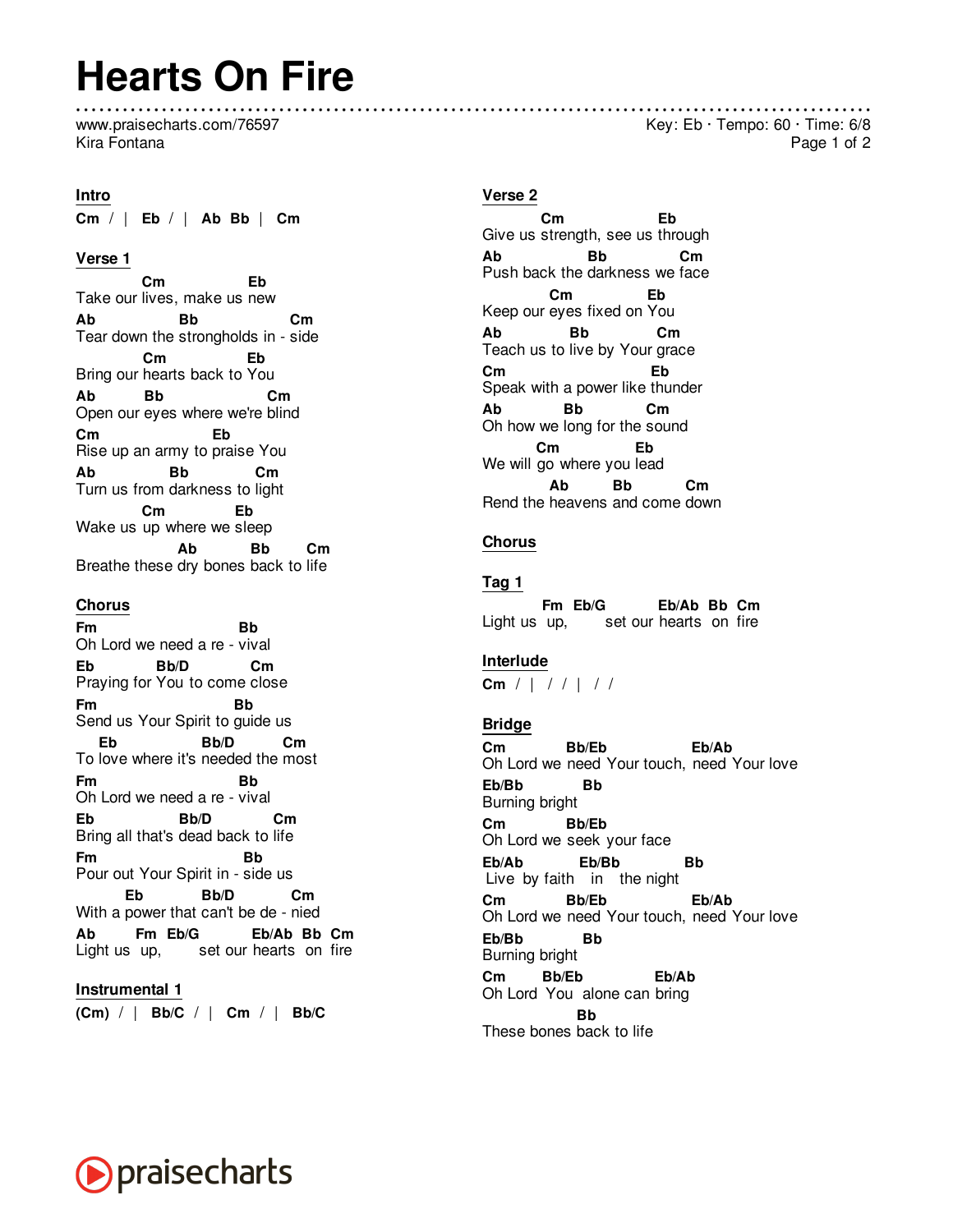# Hearts On Fire

www.praisecharts.com/76597
Kira Fontana

Key: Eb · Tempo: 60 · Time: 6/8

**Intro**

```
Cm  /  |  Eb  /  |  Ab  Bb  |  Cm
```

**Verse 1**

```
             Cm                Eb
Take our lives, make us new
Ab               Bb                  Cm
Tear down the strongholds in - side
             Cm                Eb
Bring our hearts back to You
Ab          Bb                  Cm
Open our eyes where we're blind
Cm                      Eb
Rise up an army to praise You
Ab              Bb               Cm
Turn us from darkness to light
             Cm             Eb
Wake us up where we sleep
                     Ab            Bb         Cm
Breathe these dry bones back to life
```

**Chorus**

```
Fm                            Bb
Oh Lord we need a re - vival
Eb            Bb/D            Cm
Praying for You to come close
Fm                            Bb
Send us Your Spirit to guide us
   Eb                Bb/D           Cm
To love where it's needed the most
Fm                            Bb
Oh Lord we need a re - vival
Eb                Bb/D            Cm
Bring all that's dead back to life
Fm                            Bb
Pour out Your Spirit in - side us
         Eb           Bb/D             Cm
With a power that can't be de - nied
Ab          Fm   Eb/G            Eb/Ab  Bb  Cm
Light us  up,        set our hearts  on  fire
```

**Instrumental 1**

```
(Cm)  /  |  Bb/C  /  |  Cm  /  |  Bb/C
```

**Verse 2**

```
           Cm                    Eb
Give us strength, see us through
Ab                 Bb              Cm
Push back the darkness we face
             Cm               Eb
Keep our eyes fixed on You
Ab              Bb              Cm
Teach us to live by Your grace
Cm                          Eb
Speak with a power like thunder
Ab              Bb              Cm
Oh how we long for the sound
          Cm              Eb
We will go where you lead
                  Ab           Bb            Cm
Rend the heavens and come down
```

**Chorus**

**Tag 1**

```
           Fm   Eb/G            Eb/Ab  Bb  Cm
Light us  up,        set our hearts  on  fire
```

**Interlude**

```
Cm  /  |  /  /  |  /  /
```

**Bridge**

```
Cm                 Bb/Eb                    Eb/Ab
Oh Lord we  need  Your touch,  need  Your love
Eb/Bb           Bb
Burning bright
Cm                 Bb/Eb
Oh Lord we  seek  your face
Eb/Ab               Eb/Bb                Bb
 Live  by faith   in    the night
Cm                 Bb/Eb                    Eb/Ab
Oh Lord we  need  Your touch,  need  Your love
Eb/Bb           Bb
Burning bright
Cm            Bb/Eb                   Eb/Ab
Oh Lord  You  alone can bring
                         Bb
These bones back to life
```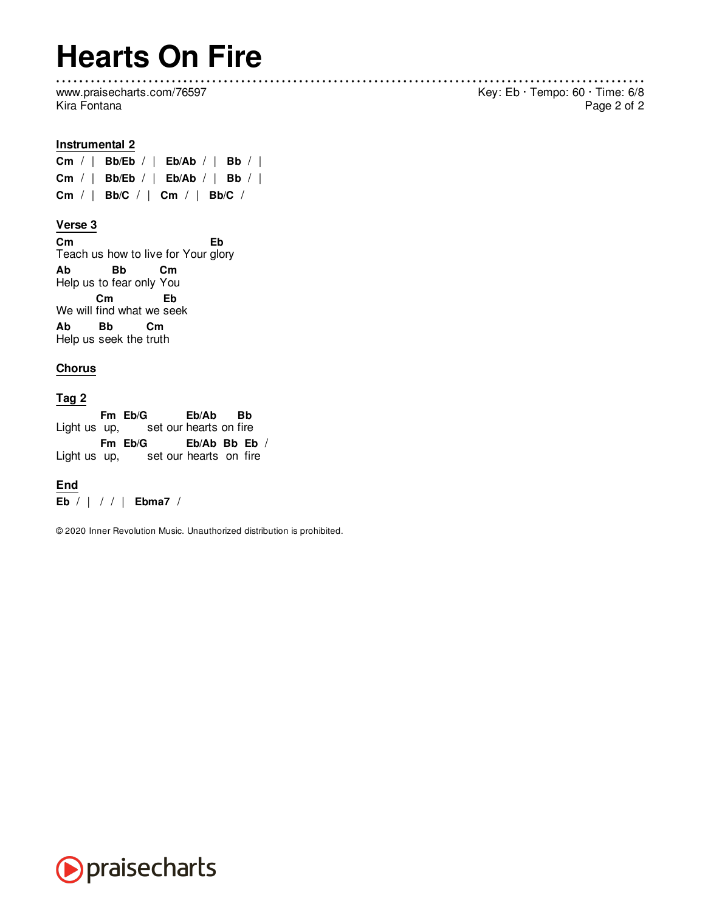# Hearts On Fire

Instrumental 2

```
Cm  /  |  Bb/Eb  /  |  Eb/Ab  /  |  Bb  /  |
Cm  /  |  Bb/Eb  /  |  Eb/Ab  /  |  Bb  /  |
Cm  /  |  Bb/C  /  |  Cm  /  |  Bb/C  /
```

Verse 3

```
Cm                              Eb
Teach us how to live for Your glory
Ab          Bb         Cm
Help us to fear only You
          Cm              Eb
We will find what we seek
Ab        Bb          Cm
Help us seek the truth
```

Chorus

Tag 2

```
           Fm  Eb/G           Eb/Ab      Bb
Light us  up,        set our hearts on fire
           Fm  Eb/G           Eb/Ab  Bb  Eb  /
Light us  up,        set our hearts  on  fire
```

End

```
Eb  /  |  /  /  |  Ebma7  /
```

© 2020 Inner Revolution Music. Unauthorized distribution is prohibited.